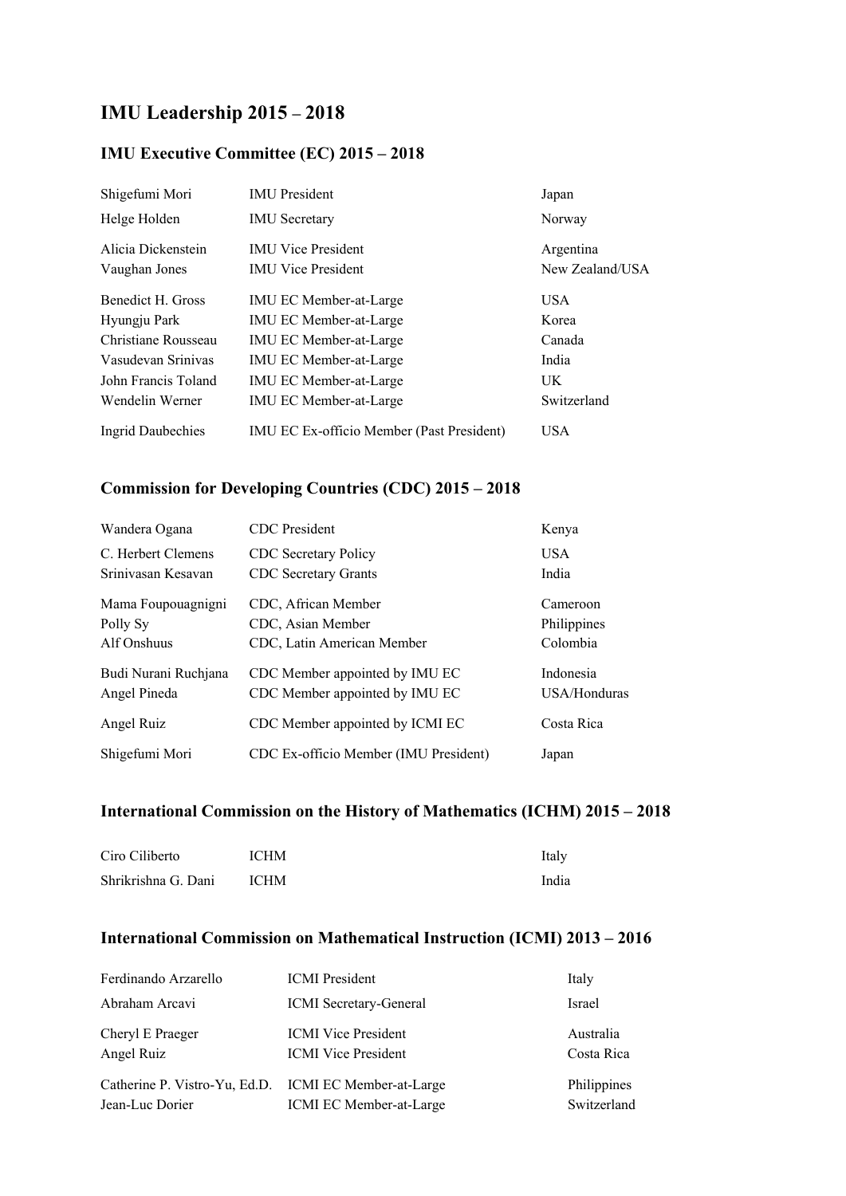# IMU Leadership 2015 – 2018

## IMU Executive Committee (EC) 2015 – 2018

| | | |
|---|---|---|
| Shigefumi Mori | IMU President | Japan |
| Helge Holden | IMU Secretary | Norway |
| Alicia Dickenstein | IMU Vice President | Argentina |
| Vaughan Jones | IMU Vice President | New Zealand/USA |
| Benedict H. Gross | IMU EC Member-at-Large | USA |
| Hyungju Park | IMU EC Member-at-Large | Korea |
| Christiane Rousseau | IMU EC Member-at-Large | Canada |
| Vasudevan Srinivas | IMU EC Member-at-Large | India |
| John Francis Toland | IMU EC Member-at-Large | UK |
| Wendelin Werner | IMU EC Member-at-Large | Switzerland |
| Ingrid Daubechies | IMU EC Ex-officio Member (Past President) | USA |

## Commission for Developing Countries (CDC) 2015 – 2018

| | | |
|---|---|---|
| Wandera Ogana | CDC President | Kenya |
| C. Herbert Clemens | CDC Secretary Policy | USA |
| Srinivasan Kesavan | CDC Secretary Grants | India |
| Mama Foupouagnigni | CDC, African Member | Cameroon |
| Polly Sy | CDC, Asian Member | Philippines |
| Alf Onshuus | CDC, Latin American Member | Colombia |
| Budi Nurani Ruchjana | CDC Member appointed by IMU EC | Indonesia |
| Angel Pineda | CDC Member appointed by IMU EC | USA/Honduras |
| Angel Ruiz | CDC Member appointed by ICMI EC | Costa Rica |
| Shigefumi Mori | CDC Ex-officio Member (IMU President) | Japan |

## International Commission on the History of Mathematics (ICHM) 2015 – 2018

| | | |
|---|---|---|
| Ciro Ciliberto | ICHM | Italy |
| Shrikrishna G. Dani | ICHM | India |

## International Commission on Mathematical Instruction (ICMI) 2013 – 2016

| | | |
|---|---|---|
| Ferdinando Arzarello | ICMI President | Italy |
| Abraham Arcavi | ICMI Secretary-General | Israel |
| Cheryl E Praeger | ICMI Vice President | Australia |
| Angel Ruiz | ICMI Vice President | Costa Rica |
| Catherine P. Vistro-Yu, Ed.D. | ICMI EC Member-at-Large | Philippines |
| Jean-Luc Dorier | ICMI EC Member-at-Large | Switzerland |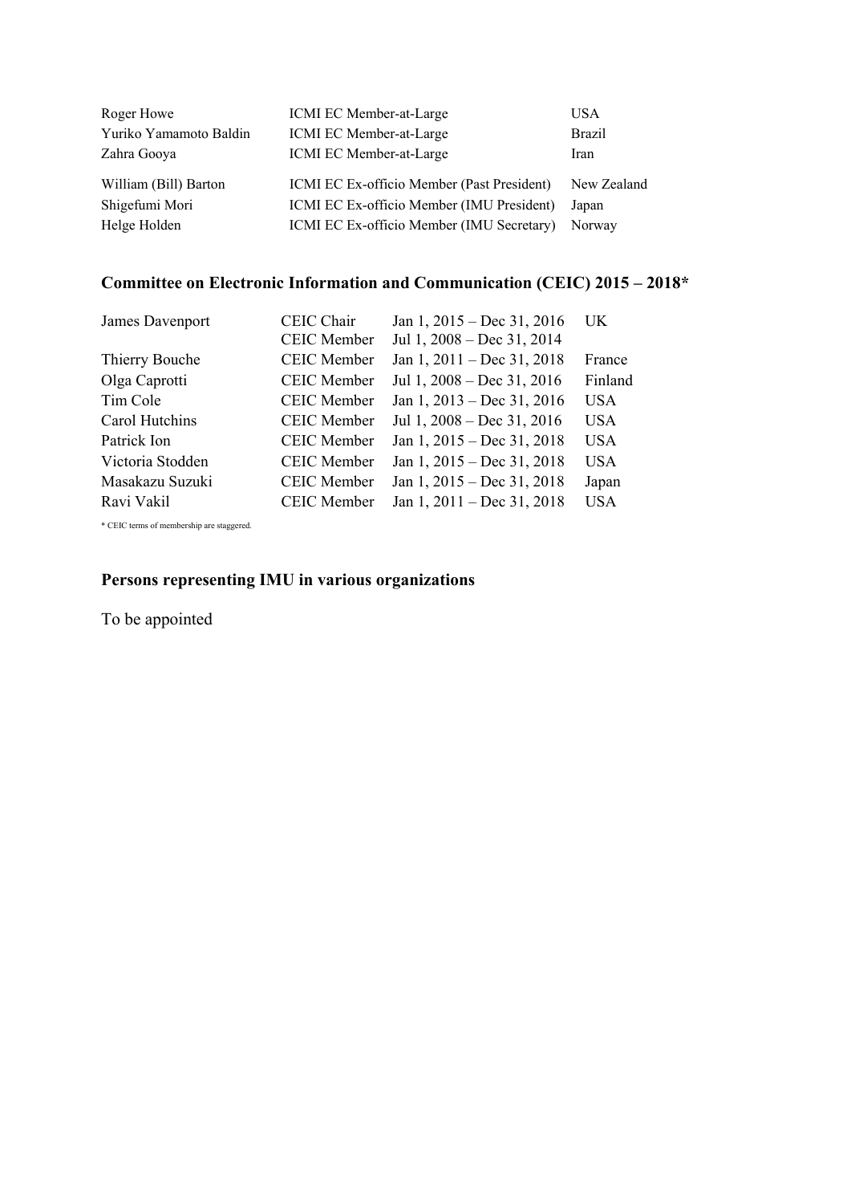| | | |
|---|---|---|
| Roger Howe | ICMI EC Member-at-Large | USA |
| Yuriko Yamamoto Baldin | ICMI EC Member-at-Large | Brazil |
| Zahra Gooya | ICMI EC Member-at-Large | Iran |
| William (Bill) Barton | ICMI EC Ex-officio Member (Past President) | New Zealand |
| Shigefumi Mori | ICMI EC Ex-officio Member (IMU President) | Japan |
| Helge Holden | ICMI EC Ex-officio Member (IMU Secretary) | Norway |

## Committee on Electronic Information and Communication (CEIC) 2015 – 2018*

| | | | |
|---|---|---|---|
| James Davenport | CEIC Chair | Jan 1, 2015 – Dec 31, 2016 | UK |
| | CEIC Member | Jul 1, 2008 – Dec 31, 2014 | |
| Thierry Bouche | CEIC Member | Jan 1, 2011 – Dec 31, 2018 | France |
| Olga Caprotti | CEIC Member | Jul 1, 2008 – Dec 31, 2016 | Finland |
| Tim Cole | CEIC Member | Jan 1, 2013 – Dec 31, 2016 | USA |
| Carol Hutchins | CEIC Member | Jul 1, 2008 – Dec 31, 2016 | USA |
| Patrick Ion | CEIC Member | Jan 1, 2015 – Dec 31, 2018 | USA |
| Victoria Stodden | CEIC Member | Jan 1, 2015 – Dec 31, 2018 | USA |
| Masakazu Suzuki | CEIC Member | Jan 1, 2015 – Dec 31, 2018 | Japan |
| Ravi Vakil | CEIC Member | Jan 1, 2011 – Dec 31, 2018 | USA |

\* CEIC terms of membership are staggered.

## Persons representing IMU in various organizations

To be appointed